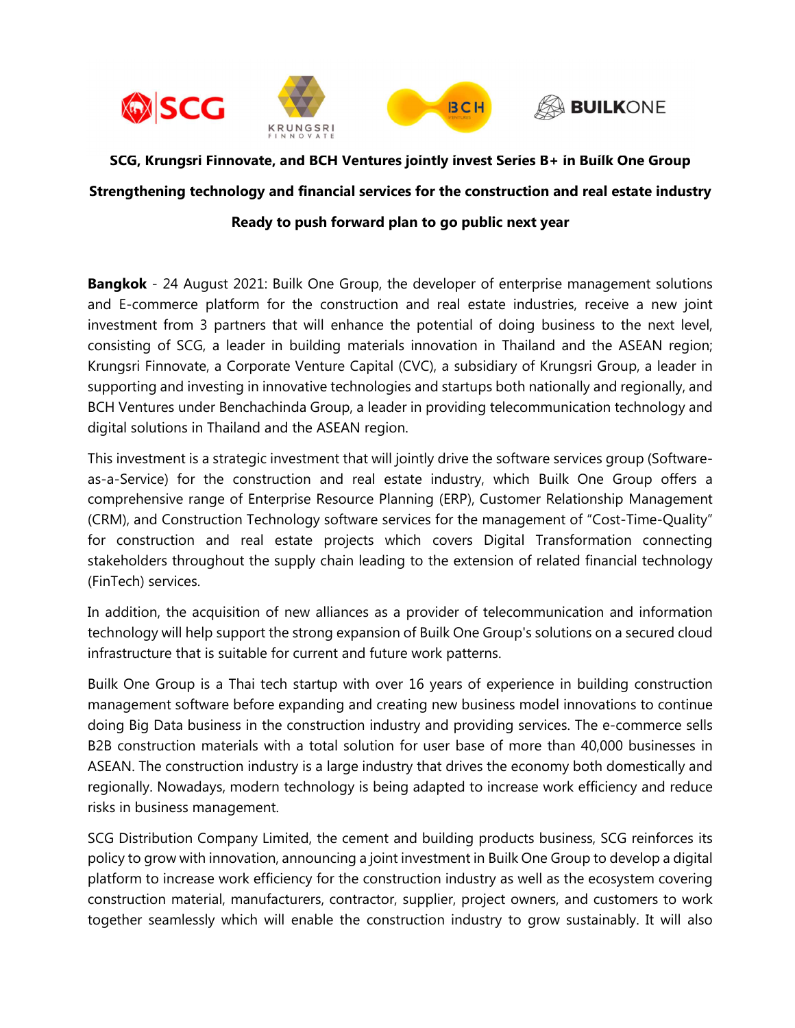**SCG, Krungsri Finnovate, and BCH Ventures jointly invest Series B+ in Builk One Group**

**Strengthening technology and financial services for the construction and real estate industry**

**Ready to push forward plan to go public next year**

**Bangkok** - 24 August 2021: Builk One Group, the developer of enterprise management solutions and E-commerce platform for the construction and real estate industries, receive a new joint investment from 3 partners that will enhance the potential of doing business to the next level, consisting of SCG, a leader in building materials innovation in Thailand and the ASEAN region; Krungsri Finnovate, a Corporate Venture Capital (CVC), a subsidiary of Krungsri Group, a leader in supporting and investing in innovative technologies and startups both nationally and regionally, and BCH Ventures under Benchachinda Group, a leader in providing telecommunication technology and digital solutions in Thailand and the ASEAN region.

This investment is a strategic investment that will jointly drive the software services group (Software-as-a-Service) for the construction and real estate industry, which Builk One Group offers a comprehensive range of Enterprise Resource Planning (ERP), Customer Relationship Management (CRM), and Construction Technology software services for the management of "Cost-Time-Quality" for construction and real estate projects which covers Digital Transformation connecting stakeholders throughout the supply chain leading to the extension of related financial technology (FinTech) services.

In addition, the acquisition of new alliances as a provider of telecommunication and information technology will help support the strong expansion of Builk One Group's solutions on a secured cloud infrastructure that is suitable for current and future work patterns.

Builk One Group is a Thai tech startup with over 16 years of experience in building construction management software before expanding and creating new business model innovations to continue doing Big Data business in the construction industry and providing services. The e-commerce sells B2B construction materials with a total solution for user base of more than 40,000 businesses in ASEAN. The construction industry is a large industry that drives the economy both domestically and regionally. Nowadays, modern technology is being adapted to increase work efficiency and reduce risks in business management.

SCG Distribution Company Limited, the cement and building products business, SCG reinforces its policy to grow with innovation, announcing a joint investment in Builk One Group to develop a digital platform to increase work efficiency for the construction industry as well as the ecosystem covering construction material, manufacturers, contractor, supplier, project owners, and customers to work together seamlessly which will enable the construction industry to grow sustainably. It will also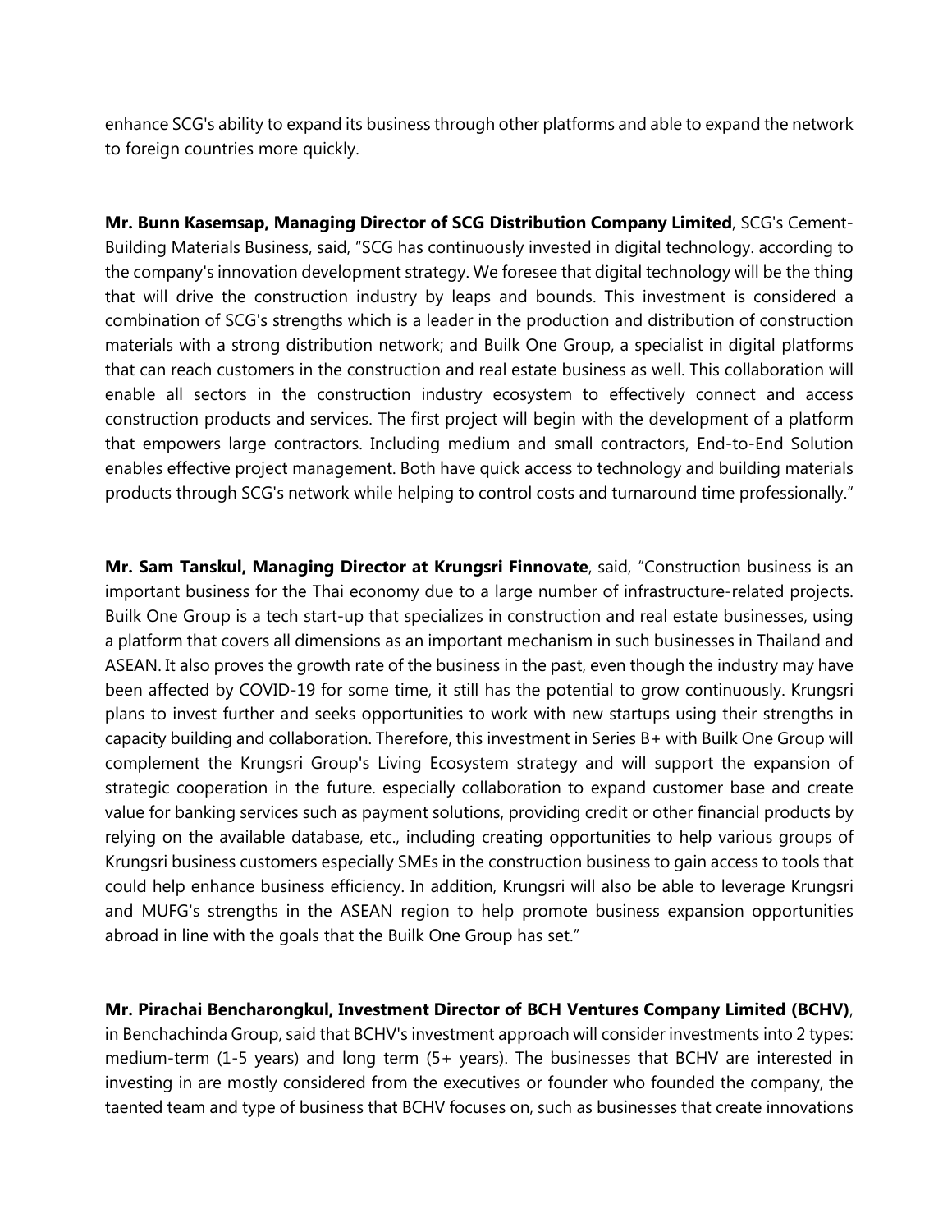enhance SCG's ability to expand its business through other platforms and able to expand the network to foreign countries more quickly.

**Mr. Bunn Kasemsap, Managing Director of SCG Distribution Company Limited**, SCG's Cement-Building Materials Business, said, "SCG has continuously invested in digital technology. according to the company's innovation development strategy. We foresee that digital technology will be the thing that will drive the construction industry by leaps and bounds. This investment is considered a combination of SCG's strengths which is a leader in the production and distribution of construction materials with a strong distribution network; and Builk One Group, a specialist in digital platforms that can reach customers in the construction and real estate business as well. This collaboration will enable all sectors in the construction industry ecosystem to effectively connect and access construction products and services. The first project will begin with the development of a platform that empowers large contractors. Including medium and small contractors, End-to-End Solution enables effective project management. Both have quick access to technology and building materials products through SCG's network while helping to control costs and turnaround time professionally."

**Mr. Sam Tanskul, Managing Director at Krungsri Finnovate**, said, "Construction business is an important business for the Thai economy due to a large number of infrastructure-related projects. Builk One Group is a tech start-up that specializes in construction and real estate businesses, using a platform that covers all dimensions as an important mechanism in such businesses in Thailand and ASEAN. It also proves the growth rate of the business in the past, even though the industry may have been affected by COVID-19 for some time, it still has the potential to grow continuously. Krungsri plans to invest further and seeks opportunities to work with new startups using their strengths in capacity building and collaboration. Therefore, this investment in Series B+ with Builk One Group will complement the Krungsri Group's Living Ecosystem strategy and will support the expansion of strategic cooperation in the future. especially collaboration to expand customer base and create value for banking services such as payment solutions, providing credit or other financial products by relying on the available database, etc., including creating opportunities to help various groups of Krungsri business customers especially SMEs in the construction business to gain access to tools that could help enhance business efficiency. In addition, Krungsri will also be able to leverage Krungsri and MUFG's strengths in the ASEAN region to help promote business expansion opportunities abroad in line with the goals that the Builk One Group has set."

**Mr. Pirachai Bencharongkul, Investment Director of BCH Ventures Company Limited (BCHV)**, in Benchachinda Group, said that BCHV's investment approach will consider investments into 2 types: medium-term (1-5 years) and long term (5+ years). The businesses that BCHV are interested in investing in are mostly considered from the executives or founder who founded the company, the taented team and type of business that BCHV focuses on, such as businesses that create innovations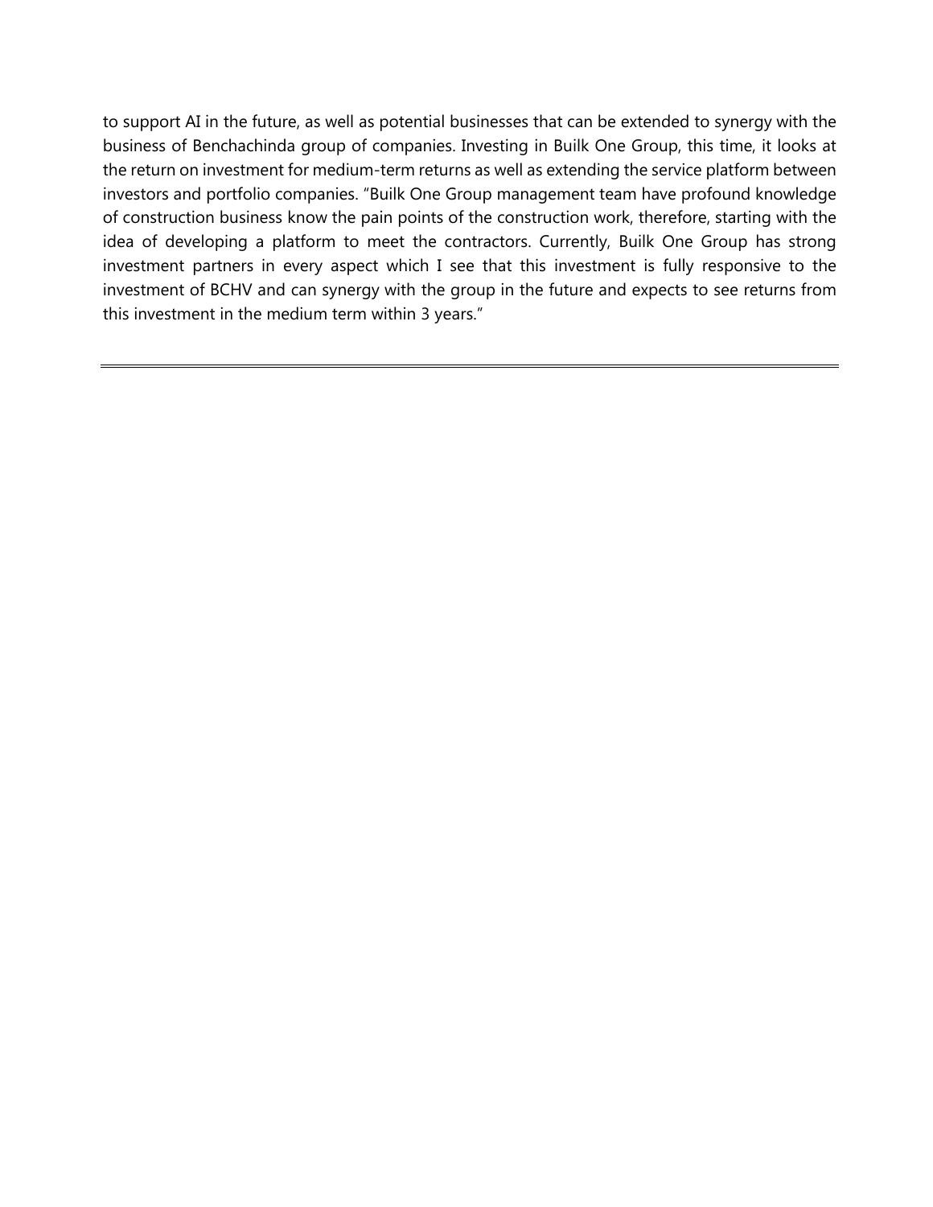to support AI in the future, as well as potential businesses that can be extended to synergy with the business of Benchachinda group of companies. Investing in Builk One Group, this time, it looks at the return on investment for medium-term returns as well as extending the service platform between investors and portfolio companies. "Builk One Group management team have profound knowledge of construction business know the pain points of the construction work, therefore, starting with the idea of developing a platform to meet the contractors. Currently, Builk One Group has strong investment partners in every aspect which I see that this investment is fully responsive to the investment of BCHV and can synergy with the group in the future and expects to see returns from this investment in the medium term within 3 years."

---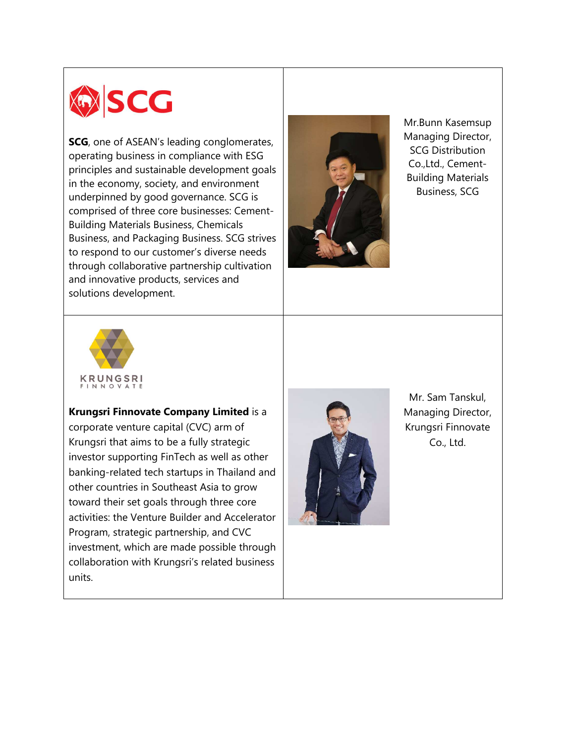| | |
|---|---|
| **SCG**, one of ASEAN's leading conglomerates, operating business in compliance with ESG principles and sustainable development goals in the economy, society, and environment underpinned by good governance. SCG is comprised of three core businesses: Cement-Building Materials Business, Chemicals Business, and Packaging Business. SCG strives to respond to our customer's diverse needs through collaborative partnership cultivation and innovative products, services and solutions development. | Mr.Bunn Kasemsup Managing Director, SCG Distribution Co.,Ltd., Cement-Building Materials Business, SCG |
| **Krungsri Finnovate Company Limited** is a corporate venture capital (CVC) arm of Krungsri that aims to be a fully strategic investor supporting FinTech as well as other banking-related tech startups in Thailand and other countries in Southeast Asia to grow toward their set goals through three core activities: the Venture Builder and Accelerator Program, strategic partnership, and CVC investment, which are made possible through collaboration with Krungsri's related business units. | Mr. Sam Tanskul, Managing Director, Krungsri Finnovate Co., Ltd. |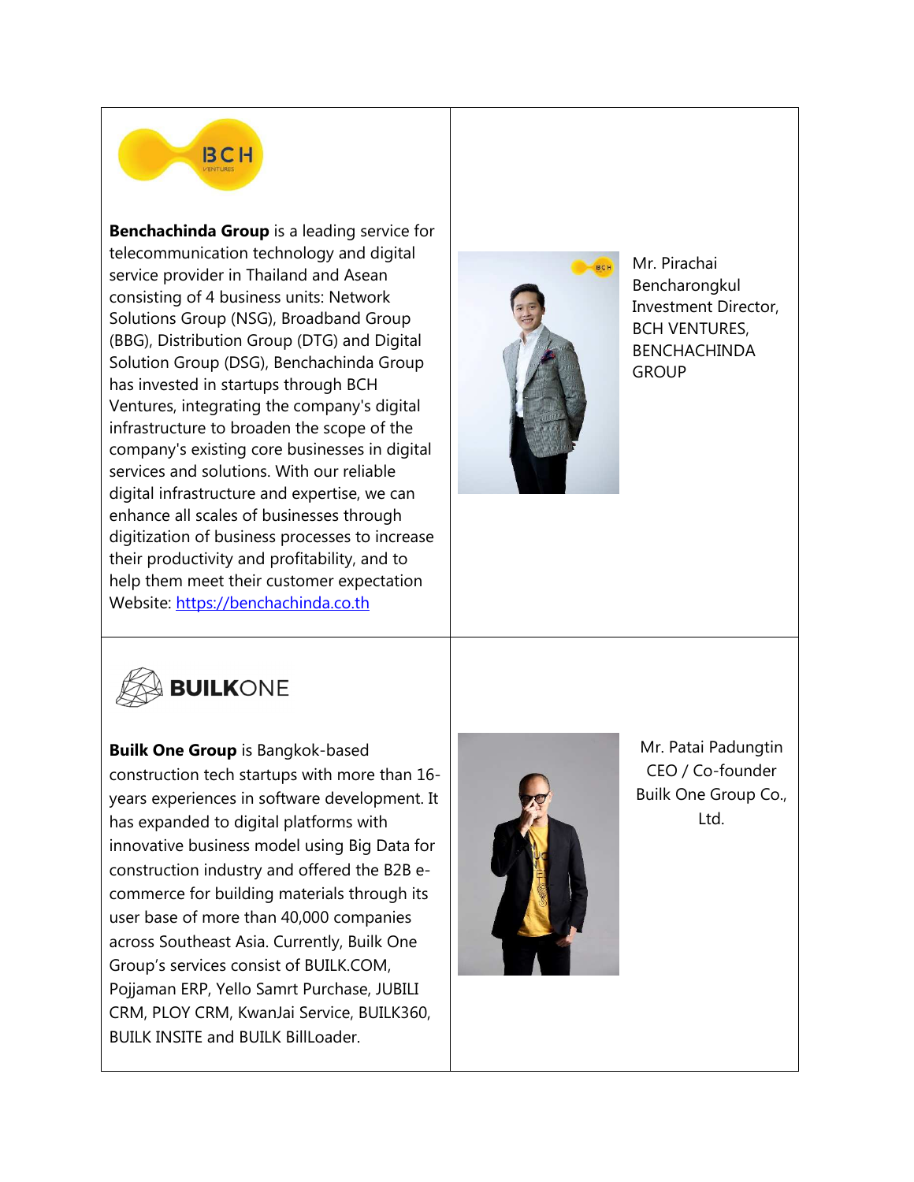| | |
|---|---|
| **Benchachinda Group** is a leading service for telecommunication technology and digital service provider in Thailand and Asean consisting of 4 business units: Network Solutions Group (NSG), Broadband Group (BBG), Distribution Group (DTG) and Digital Solution Group (DSG), Benchachinda Group has invested in startups through BCH Ventures, integrating the company's digital infrastructure to broaden the scope of the company's existing core businesses in digital services and solutions. With our reliable digital infrastructure and expertise, we can enhance all scales of businesses through digitization of business processes to increase their productivity and profitability, and to help them meet their customer expectation Website: [https://benchachinda.co.th](https://benchachinda.co.th) | Mr. Pirachai Bencharongkul Investment Director, BCH VENTURES, BENCHACHINDA GROUP |
| **Builk One Group** is Bangkok-based construction tech startups with more than 16-years experiences in software development. It has expanded to digital platforms with innovative business model using Big Data for construction industry and offered the B2B e-commerce for building materials through its user base of more than 40,000 companies across Southeast Asia. Currently, Builk One Group's services consist of BUILK.COM, Pojjaman ERP, Yello Samrt Purchase, JUBILI CRM, PLOY CRM, KwanJai Service, BUILK360, BUILK INSITE and BUILK BillLoader. | Mr. Patai Padungtin CEO / Co-founder Builk One Group Co., Ltd. |